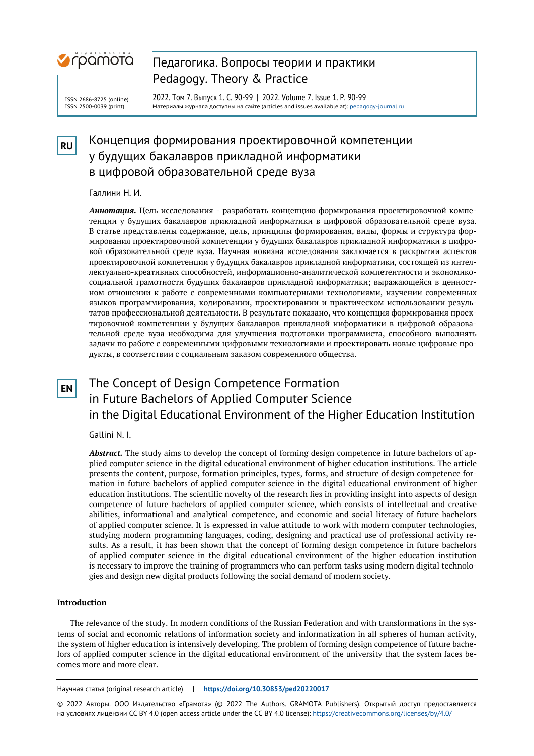# Концепция формирования проектировочной компетенции у будущих бакалавров прикладной информатики в цифровой образовательной среде вуза

Галлини Н. И.

***Аннотация.*** Цель исследования - разработать концепцию формирования проектировочной компетенции у будущих бакалавров прикладной информатики в цифровой образовательной среде вуза. В статье представлены содержание, цель, принципы формирования, виды, формы и структура формирования проектировочной компетенции у будущих бакалавров прикладной информатики в цифровой образовательной среде вуза. Научная новизна исследования заключается в раскрытии аспектов проектировочной компетенции у будущих бакалавров прикладной информатики, состоящей из интеллектуально-креативных способностей, информационно-аналитической компетентности и экономико-социальной грамотности будущих бакалавров прикладной информатики; выражающейся в ценностном отношении к работе с современными компьютерными технологиями, изучении современных языков программирования, кодировании, проектировании и практическом использовании результатов профессиональной деятельности. В результате показано, что концепция формирования проектировочной компетенции у будущих бакалавров прикладной информатики в цифровой образовательной среде вуза необходима для улучшения подготовки программиста, способного выполнять задачи по работе с современными цифровыми технологиями и проектировать новые цифровые продукты, в соответствии с социальным заказом современного общества.

# The Concept of Design Competence Formation in Future Bachelors of Applied Computer Science in the Digital Educational Environment of the Higher Education Institution

Gallini N. I.

***Abstract.*** The study aims to develop the concept of forming design competence in future bachelors of applied computer science in the digital educational environment of higher education institutions. The article presents the content, purpose, formation principles, types, forms, and structure of design competence formation in future bachelors of applied computer science in the digital educational environment of higher education institutions. The scientific novelty of the research lies in providing insight into aspects of design competence of future bachelors of applied computer science, which consists of intellectual and creative abilities, informational and analytical competence, and economic and social literacy of future bachelors of applied computer science. It is expressed in value attitude to work with modern computer technologies, studying modern programming languages, coding, designing and practical use of professional activity results. As a result, it has been shown that the concept of forming design competence in future bachelors of applied computer science in the digital educational environment of the higher education institution is necessary to improve the training of programmers who can perform tasks using modern digital technologies and design new digital products following the social demand of modern society.

## Introduction

The relevance of the study. In modern conditions of the Russian Federation and with transformations in the systems of social and economic relations of information society and informatization in all spheres of human activity, the system of higher education is intensively developing. The problem of forming design competence of future bachelors of applied computer science in the digital educational environment of the university that the system faces becomes more and more clear.

Научная статья (original research article) | https://doi.org/10.30853/ped20220017

© 2022 Авторы. ООО Издательство «Грамота» (© 2022 The Authors. GRAMOTA Publishers). Открытый доступ предоставляется на условиях лицензии CC BY 4.0 (open access article under the CC BY 4.0 license): https://creativecommons.org/licenses/by/4.0/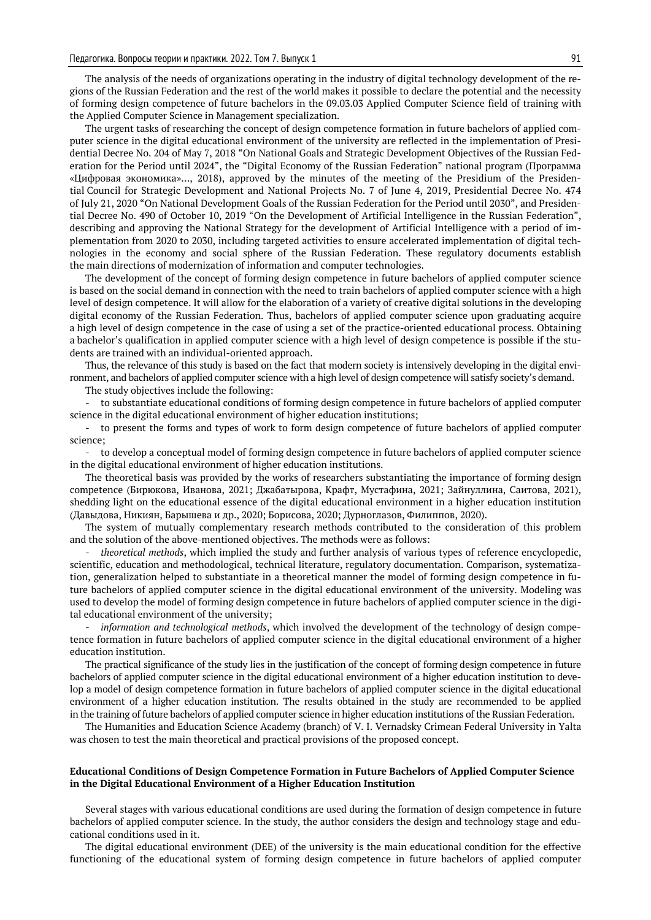The analysis of the needs of organizations operating in the industry of digital technology development of the regions of the Russian Federation and the rest of the world makes it possible to declare the potential and the necessity of forming design competence of future bachelors in the 09.03.03 Applied Computer Science field of training with the Applied Computer Science in Management specialization.

The urgent tasks of researching the concept of design competence formation in future bachelors of applied computer science in the digital educational environment of the university are reflected in the implementation of Presidential Decree No. 204 of May 7, 2018 "On National Goals and Strategic Development Objectives of the Russian Federation for the Period until 2024", the "Digital Economy of the Russian Federation" national program (Программа «Цифровая экономика»..., 2018), approved by the minutes of the meeting of the Presidium of the Presidential Council for Strategic Development and National Projects No. 7 of June 4, 2019, Presidential Decree No. 474 of July 21, 2020 "On National Development Goals of the Russian Federation for the Period until 2030", and Presidential Decree No. 490 of October 10, 2019 "On the Development of Artificial Intelligence in the Russian Federation", describing and approving the National Strategy for the development of Artificial Intelligence with a period of implementation from 2020 to 2030, including targeted activities to ensure accelerated implementation of digital technologies in the economy and social sphere of the Russian Federation. These regulatory documents establish the main directions of modernization of information and computer technologies.

The development of the concept of forming design competence in future bachelors of applied computer science is based on the social demand in connection with the need to train bachelors of applied computer science with a high level of design competence. It will allow for the elaboration of a variety of creative digital solutions in the developing digital economy of the Russian Federation. Thus, bachelors of applied computer science upon graduating acquire a high level of design competence in the case of using a set of the practice-oriented educational process. Obtaining a bachelor's qualification in applied computer science with a high level of design competence is possible if the students are trained with an individual-oriented approach.

Thus, the relevance of this study is based on the fact that modern society is intensively developing in the digital environment, and bachelors of applied computer science with a high level of design competence will satisfy society's demand.

The study objectives include the following:

- to substantiate educational conditions of forming design competence in future bachelors of applied computer science in the digital educational environment of higher education institutions;
- to present the forms and types of work to form design competence of future bachelors of applied computer science;
- to develop a conceptual model of forming design competence in future bachelors of applied computer science in the digital educational environment of higher education institutions.

The theoretical basis was provided by the works of researchers substantiating the importance of forming design competence (Бирюкова, Иванова, 2021; Джабатырова, Крафт, Мустафина, 2021; Зайнуллина, Саитова, 2021), shedding light on the educational essence of the digital educational environment in a higher education institution (Давыдова, Никиян, Барышева и др., 2020; Борисова, 2020; Дурноглазов, Филиппов, 2020).

The system of mutually complementary research methods contributed to the consideration of this problem and the solution of the above-mentioned objectives. The methods were as follows:

- *theoretical methods*, which implied the study and further analysis of various types of reference encyclopedic, scientific, education and methodological, technical literature, regulatory documentation. Comparison, systematization, generalization helped to substantiate in a theoretical manner the model of forming design competence in future bachelors of applied computer science in the digital educational environment of the university. Modeling was used to develop the model of forming design competence in future bachelors of applied computer science in the digital educational environment of the university;
- *information and technological methods*, which involved the development of the technology of design competence formation in future bachelors of applied computer science in the digital educational environment of a higher education institution.

The practical significance of the study lies in the justification of the concept of forming design competence in future bachelors of applied computer science in the digital educational environment of a higher education institution to develop a model of design competence formation in future bachelors of applied computer science in the digital educational environment of a higher education institution. The results obtained in the study are recommended to be applied in the training of future bachelors of applied computer science in higher education institutions of the Russian Federation.

The Humanities and Education Science Academy (branch) of V. I. Vernadsky Crimean Federal University in Yalta was chosen to test the main theoretical and practical provisions of the proposed concept.

## Educational Conditions of Design Competence Formation in Future Bachelors of Applied Computer Science in the Digital Educational Environment of a Higher Education Institution

Several stages with various educational conditions are used during the formation of design competence in future bachelors of applied computer science. In the study, the author considers the design and technology stage and educational conditions used in it.

The digital educational environment (DEE) of the university is the main educational condition for the effective functioning of the educational system of forming design competence in future bachelors of applied computer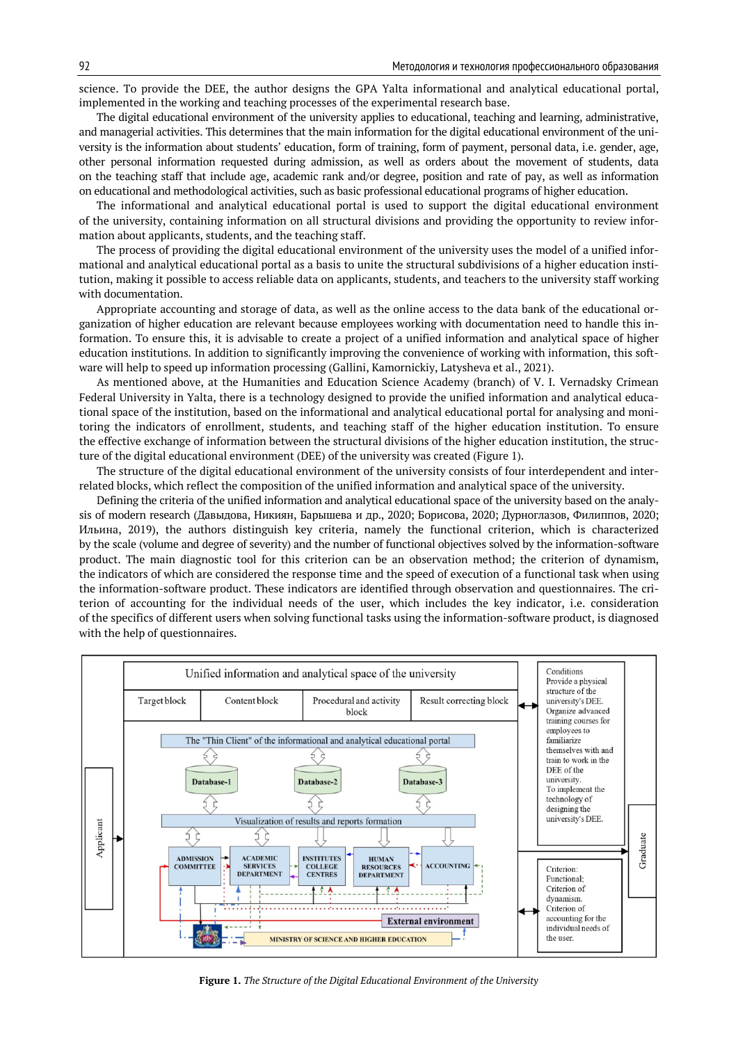science. To provide the DEE, the author designs the GPA Yalta informational and analytical educational portal, implemented in the working and teaching processes of the experimental research base.

The digital educational environment of the university applies to educational, teaching and learning, administrative, and managerial activities. This determines that the main information for the digital educational environment of the university is the information about students' education, form of training, form of payment, personal data, i.e. gender, age, other personal information requested during admission, as well as orders about the movement of students, data on the teaching staff that include age, academic rank and/or degree, position and rate of pay, as well as information on educational and methodological activities, such as basic professional educational programs of higher education.

The informational and analytical educational portal is used to support the digital educational environment of the university, containing information on all structural divisions and providing the opportunity to review information about applicants, students, and the teaching staff.

The process of providing the digital educational environment of the university uses the model of a unified informational and analytical educational portal as a basis to unite the structural subdivisions of a higher education institution, making it possible to access reliable data on applicants, students, and teachers to the university staff working with documentation.

Appropriate accounting and storage of data, as well as the online access to the data bank of the educational organization of higher education are relevant because employees working with documentation need to handle this information. To ensure this, it is advisable to create a project of a unified information and analytical space of higher education institutions. In addition to significantly improving the convenience of working with information, this software will help to speed up information processing (Gallini, Kamornickiy, Latysheva et al., 2021).

As mentioned above, at the Humanities and Education Science Academy (branch) of V. I. Vernadsky Crimean Federal University in Yalta, there is a technology designed to provide the unified information and analytical educational space of the institution, based on the informational and analytical educational portal for analysing and monitoring the indicators of enrollment, students, and teaching staff of the higher education institution. To ensure the effective exchange of information between the structural divisions of the higher education institution, the structure of the digital educational environment (DEE) of the university was created (Figure 1).

The structure of the digital educational environment of the university consists of four interdependent and interrelated blocks, which reflect the composition of the unified information and analytical space of the university.

Defining the criteria of the unified information and analytical educational space of the university based on the analysis of modern research (Давыдова, Никиян, Барышева и др., 2020; Борисова, 2020; Дурноглазов, Филиппов, 2020; Ильина, 2019), the authors distinguish key criteria, namely the functional criterion, which is characterized by the scale (volume and degree of severity) and the number of functional objectives solved by the information-software product. The main diagnostic tool for this criterion can be an observation method; the criterion of dynamism, the indicators of which are considered the response time and the speed of execution of a functional task when using the information-software product. These indicators are identified through observation and questionnaires. The criterion of accounting for the individual needs of the user, which includes the key indicator, i.e. consideration of the specifics of different users when solving functional tasks using the information-software product, is diagnosed with the help of questionnaires.

**Figure 1.** *The Structure of the Digital Educational Environment of the University*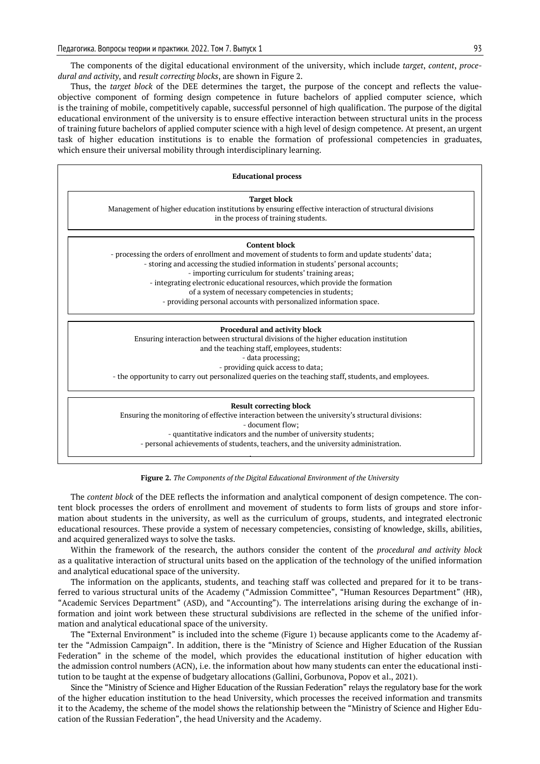The components of the digital educational environment of the university, which include *target*, *content*, *procedural and activity*, and *result correcting blocks*, are shown in Figure 2.

Thus, the *target block* of the DEE determines the target, the purpose of the concept and reflects the value-objective component of forming design competence in future bachelors of applied computer science, which is the training of mobile, competitively capable, successful personnel of high qualification. The purpose of the digital educational environment of the university is to ensure effective interaction between structural units in the process of training future bachelors of applied computer science with a high level of design competence. At present, an urgent task of higher education institutions is to enable the formation of professional competencies in graduates, which ensure their universal mobility through interdisciplinary learning.

**Educational process**

**Target block**
Management of higher education institutions by ensuring effective interaction of structural divisions in the process of training students.

**Content block**
- processing the orders of enrollment and movement of students to form and update students' data;
- storing and accessing the studied information in students' personal accounts;
- importing curriculum for students' training areas;
- integrating electronic educational resources, which provide the formation of a system of necessary competencies in students;
- providing personal accounts with personalized information space.

**Procedural and activity block**
Ensuring interaction between structural divisions of the higher education institution and the teaching staff, employees, students:
- data processing;
- providing quick access to data;
- the opportunity to carry out personalized queries on the teaching staff, students, and employees.

**Result correcting block**
Ensuring the monitoring of effective interaction between the university's structural divisions:
- document flow;
- quantitative indicators and the number of university students;
- personal achievements of students, teachers, and the university administration.

**Figure 2.** *The Components of the Digital Educational Environment of the University*

The *content block* of the DEE reflects the information and analytical component of design competence. The content block processes the orders of enrollment and movement of students to form lists of groups and store information about students in the university, as well as the curriculum of groups, students, and integrated electronic educational resources. These provide a system of necessary competencies, consisting of knowledge, skills, abilities, and acquired generalized ways to solve the tasks.

Within the framework of the research, the authors consider the content of the *procedural and activity block* as a qualitative interaction of structural units based on the application of the technology of the unified information and analytical educational space of the university.

The information on the applicants, students, and teaching staff was collected and prepared for it to be transferred to various structural units of the Academy ("Admission Committee", "Human Resources Department" (HR), "Academic Services Department" (ASD), and "Accounting"). The interrelations arising during the exchange of information and joint work between these structural subdivisions are reflected in the scheme of the unified information and analytical educational space of the university.

The "External Environment" is included into the scheme (Figure 1) because applicants come to the Academy after the "Admission Campaign". In addition, there is the "Ministry of Science and Higher Education of the Russian Federation" in the scheme of the model, which provides the educational institution of higher education with the admission control numbers (ACN), i.e. the information about how many students can enter the educational institution to be taught at the expense of budgetary allocations (Gallini, Gorbunova, Popov et al., 2021).

Since the "Ministry of Science and Higher Education of the Russian Federation" relays the regulatory base for the work of the higher education institution to the head University, which processes the received information and transmits it to the Academy, the scheme of the model shows the relationship between the "Ministry of Science and Higher Education of the Russian Federation", the head University and the Academy.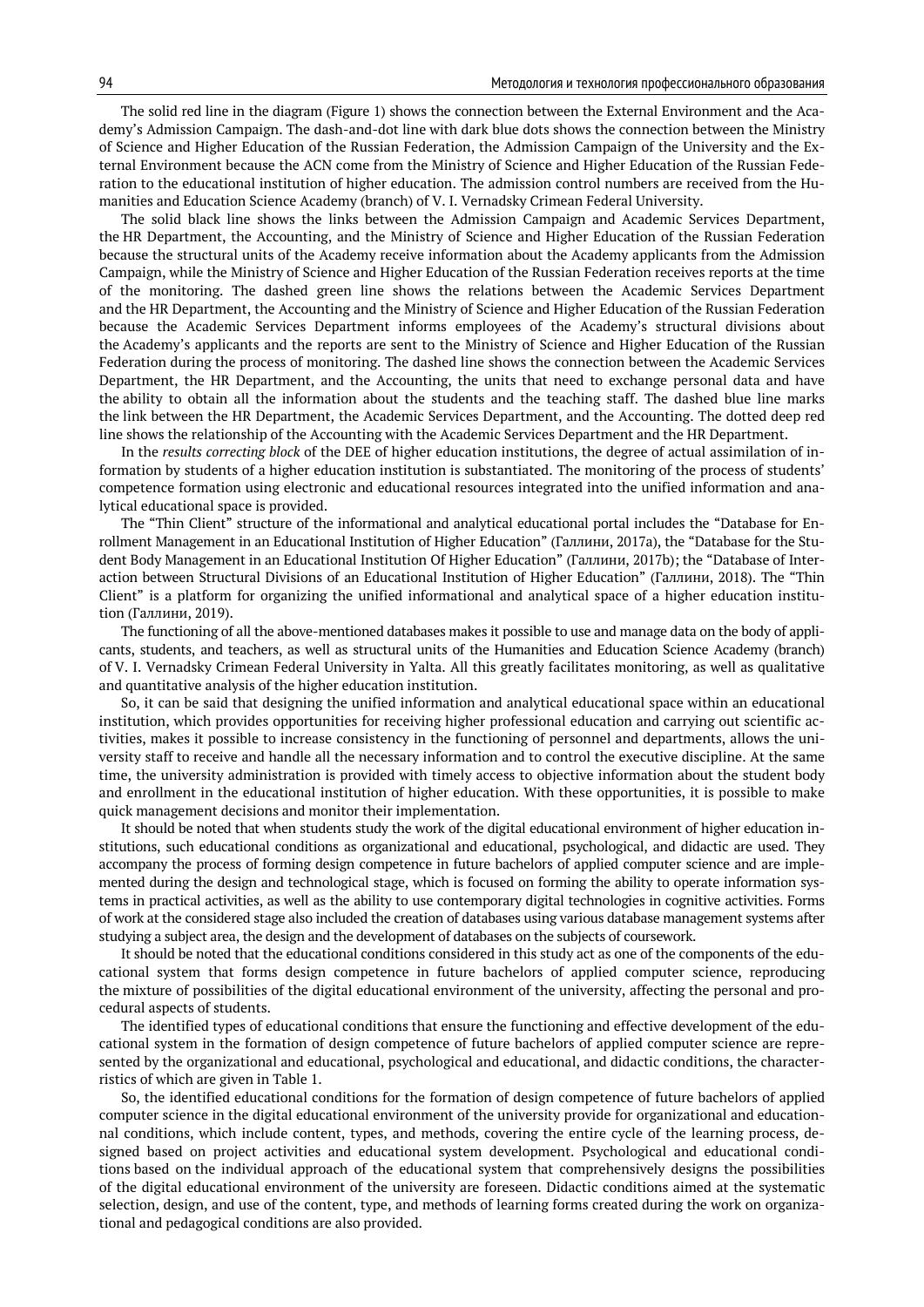The solid red line in the diagram (Figure 1) shows the connection between the External Environment and the Academy's Admission Campaign. The dash-and-dot line with dark blue dots shows the connection between the Ministry of Science and Higher Education of the Russian Federation, the Admission Campaign of the University and the External Environment because the ACN come from the Ministry of Science and Higher Education of the Russian Federation to the educational institution of higher education. The admission control numbers are received from the Humanities and Education Science Academy (branch) of V. I. Vernadsky Crimean Federal University.

The solid black line shows the links between the Admission Campaign and Academic Services Department, the HR Department, the Accounting, and the Ministry of Science and Higher Education of the Russian Federation because the structural units of the Academy receive information about the Academy applicants from the Admission Campaign, while the Ministry of Science and Higher Education of the Russian Federation receives reports at the time of the monitoring. The dashed green line shows the relations between the Academic Services Department and the HR Department, the Accounting and the Ministry of Science and Higher Education of the Russian Federation because the Academic Services Department informs employees of the Academy's structural divisions about the Academy's applicants and the reports are sent to the Ministry of Science and Higher Education of the Russian Federation during the process of monitoring. The dashed line shows the connection between the Academic Services Department, the HR Department, and the Accounting, the units that need to exchange personal data and have the ability to obtain all the information about the students and the teaching staff. The dashed blue line marks the link between the HR Department, the Academic Services Department, and the Accounting. The dotted deep red line shows the relationship of the Accounting with the Academic Services Department and the HR Department.

In the *results correcting block* of the DEE of higher education institutions, the degree of actual assimilation of information by students of a higher education institution is substantiated. The monitoring of the process of students' competence formation using electronic and educational resources integrated into the unified information and analytical educational space is provided.

The "Thin Client" structure of the informational and analytical educational portal includes the "Database for Enrollment Management in an Educational Institution of Higher Education" (Галлини, 2017a), the "Database for the Student Body Management in an Educational Institution Of Higher Education" (Галлини, 2017b); the "Database of Interaction between Structural Divisions of an Educational Institution of Higher Education" (Галлини, 2018). The "Thin Client" is a platform for organizing the unified informational and analytical space of a higher education institution (Галлини, 2019).

The functioning of all the above-mentioned databases makes it possible to use and manage data on the body of applicants, students, and teachers, as well as structural units of the Humanities and Education Science Academy (branch) of V. I. Vernadsky Crimean Federal University in Yalta. All this greatly facilitates monitoring, as well as qualitative and quantitative analysis of the higher education institution.

So, it can be said that designing the unified information and analytical educational space within an educational institution, which provides opportunities for receiving higher professional education and carrying out scientific activities, makes it possible to increase consistency in the functioning of personnel and departments, allows the university staff to receive and handle all the necessary information and to control the executive discipline. At the same time, the university administration is provided with timely access to objective information about the student body and enrollment in the educational institution of higher education. With these opportunities, it is possible to make quick management decisions and monitor their implementation.

It should be noted that when students study the work of the digital educational environment of higher education institutions, such educational conditions as organizational and educational, psychological, and didactic are used. They accompany the process of forming design competence in future bachelors of applied computer science and are implemented during the design and technological stage, which is focused on forming the ability to operate information systems in practical activities, as well as the ability to use contemporary digital technologies in cognitive activities. Forms of work at the considered stage also included the creation of databases using various database management systems after studying a subject area, the design and the development of databases on the subjects of coursework.

It should be noted that the educational conditions considered in this study act as one of the components of the educational system that forms design competence in future bachelors of applied computer science, reproducing the mixture of possibilities of the digital educational environment of the university, affecting the personal and procedural aspects of students.

The identified types of educational conditions that ensure the functioning and effective development of the educational system in the formation of design competence of future bachelors of applied computer science are represented by the organizational and educational, psychological and educational, and didactic conditions, the characteristics of which are given in Table 1.

So, the identified educational conditions for the formation of design competence of future bachelors of applied computer science in the digital educational environment of the university provide for organizational and educational conditions, which include content, types, and methods, covering the entire cycle of the learning process, designed based on project activities and educational system development. Psychological and educational conditions based on the individual approach of the educational system that comprehensively designs the possibilities of the digital educational environment of the university are foreseen. Didactic conditions aimed at the systematic selection, design, and use of the content, type, and methods of learning forms created during the work on organizational and pedagogical conditions are also provided.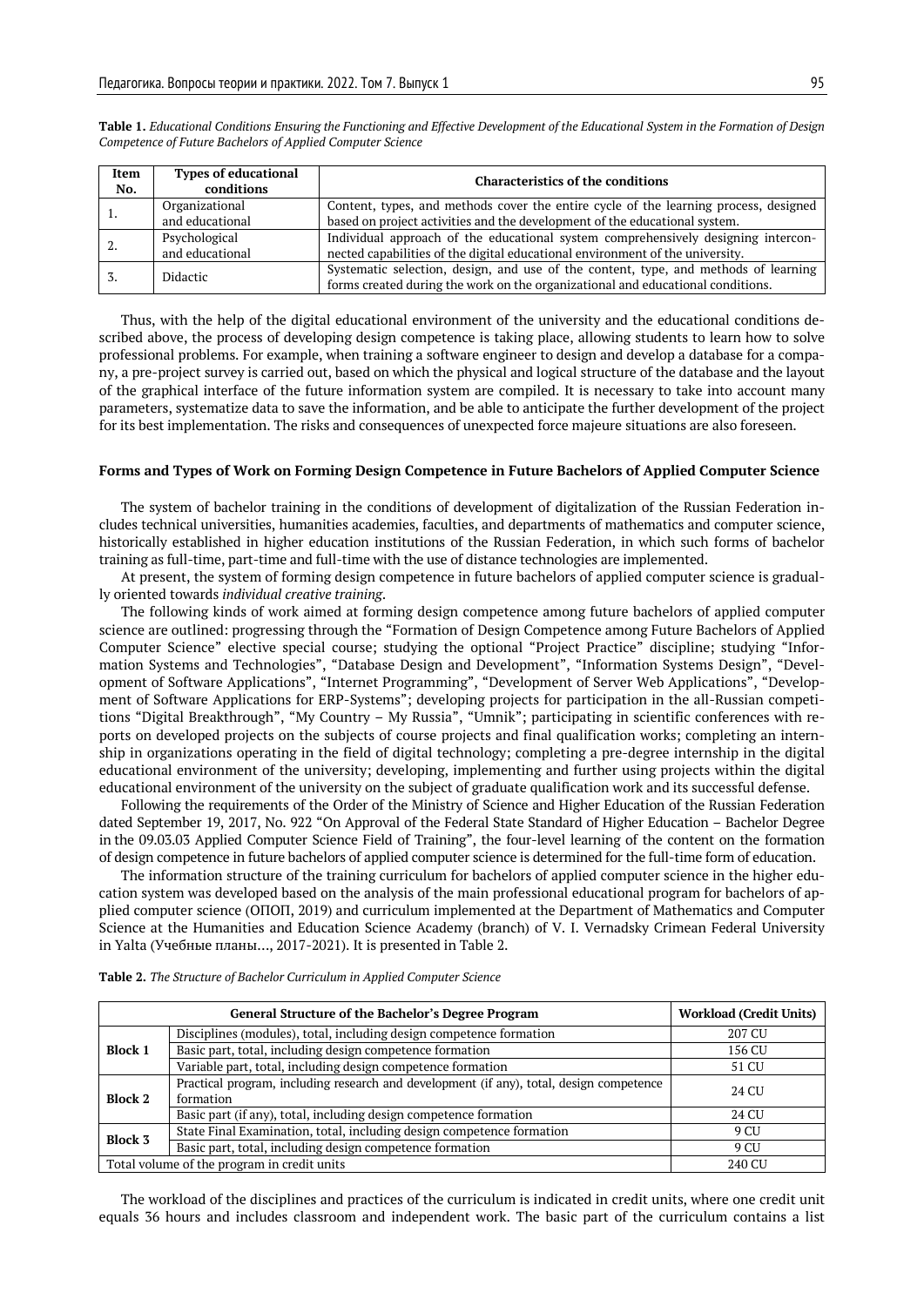**Table 1.** *Educational Conditions Ensuring the Functioning and Effective Development of the Educational System in the Formation of Design Competence of Future Bachelors of Applied Computer Science*

| Item No. | Types of educational conditions | Characteristics of the conditions |
|---|---|---|
| 1. | Organizational and educational | Content, types, and methods cover the entire cycle of the learning process, designed based on project activities and the development of the educational system. |
| 2. | Psychological and educational | Individual approach of the educational system comprehensively designing interconnected capabilities of the digital educational environment of the university. |
| 3. | Didactic | Systematic selection, design, and use of the content, type, and methods of learning forms created during the work on the organizational and educational conditions. |

Thus, with the help of the digital educational environment of the university and the educational conditions described above, the process of developing design competence is taking place, allowing students to learn how to solve professional problems. For example, when training a software engineer to design and develop a database for a company, a pre-project survey is carried out, based on which the physical and logical structure of the database and the layout of the graphical interface of the future information system are compiled. It is necessary to take into account many parameters, systematize data to save the information, and be able to anticipate the further development of the project for its best implementation. The risks and consequences of unexpected force majeure situations are also foreseen.

## Forms and Types of Work on Forming Design Competence in Future Bachelors of Applied Computer Science

The system of bachelor training in the conditions of development of digitalization of the Russian Federation includes technical universities, humanities academies, faculties, and departments of mathematics and computer science, historically established in higher education institutions of the Russian Federation, in which such forms of bachelor training as full-time, part-time and full-time with the use of distance technologies are implemented.

At present, the system of forming design competence in future bachelors of applied computer science is gradually oriented towards *individual creative training*.

The following kinds of work aimed at forming design competence among future bachelors of applied computer science are outlined: progressing through the "Formation of Design Competence among Future Bachelors of Applied Computer Science" elective special course; studying the optional "Project Practice" discipline; studying "Information Systems and Technologies", "Database Design and Development", "Information Systems Design", "Development of Software Applications", "Internet Programming", "Development of Server Web Applications", "Development of Software Applications for ERP-Systems"; developing projects for participation in the all-Russian competitions "Digital Breakthrough", "My Country – My Russia", "Umnik"; participating in scientific conferences with reports on developed projects on the subjects of course projects and final qualification works; completing an internship in organizations operating in the field of digital technology; completing a pre-degree internship in the digital educational environment of the university; developing, implementing and further using projects within the digital educational environment of the university on the subject of graduate qualification work and its successful defense.

Following the requirements of the Order of the Ministry of Science and Higher Education of the Russian Federation dated September 19, 2017, No. 922 "On Approval of the Federal State Standard of Higher Education – Bachelor Degree in the 09.03.03 Applied Computer Science Field of Training", the four-level learning of the content on the formation of design competence in future bachelors of applied computer science is determined for the full-time form of education.

The information structure of the training curriculum for bachelors of applied computer science in the higher education system was developed based on the analysis of the main professional educational program for bachelors of applied computer science (ОПОП, 2019) and curriculum implemented at the Department of Mathematics and Computer Science at the Humanities and Education Science Academy (branch) of V. I. Vernadsky Crimean Federal University in Yalta (Учебные планы…, 2017-2021). It is presented in Table 2.

**Table 2.** *The Structure of Bachelor Curriculum in Applied Computer Science*

| General Structure of the Bachelor's Degree Program | | Workload (Credit Units) |
|---|---|---|
| **Block 1** | Disciplines (modules), total, including design competence formation | 207 CU |
| | Basic part, total, including design competence formation | 156 CU |
| | Variable part, total, including design competence formation | 51 CU |
| **Block 2** | Practical program, including research and development (if any), total, design competence formation | 24 CU |
| | Basic part (if any), total, including design competence formation | 24 CU |
| **Block 3** | State Final Examination, total, including design competence formation | 9 CU |
| | Basic part, total, including design competence formation | 9 CU |
| Total volume of the program in credit units | | 240 CU |

The workload of the disciplines and practices of the curriculum is indicated in credit units, where one credit unit equals 36 hours and includes classroom and independent work. The basic part of the curriculum contains a list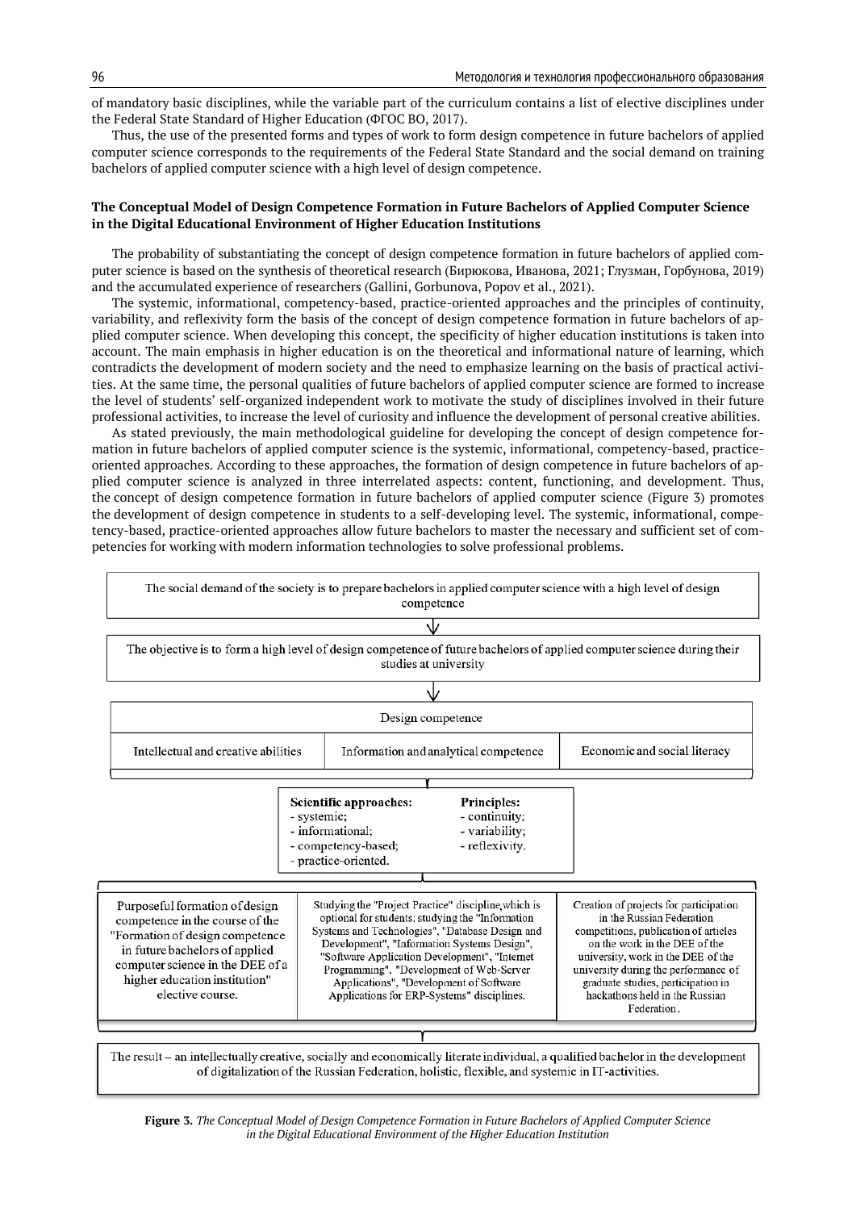of mandatory basic disciplines, while the variable part of the curriculum contains a list of elective disciplines under the Federal State Standard of Higher Education (ФГОС ВО, 2017).

Thus, the use of the presented forms and types of work to form design competence in future bachelors of applied computer science corresponds to the requirements of the Federal State Standard and the social demand on training bachelors of applied computer science with a high level of design competence.

### The Conceptual Model of Design Competence Formation in Future Bachelors of Applied Computer Science in the Digital Educational Environment of Higher Education Institutions

The probability of substantiating the concept of design competence formation in future bachelors of applied computer science is based on the synthesis of theoretical research (Бирюкова, Иванова, 2021; Глузман, Горбунова, 2019) and the accumulated experience of researchers (Gallini, Gorbunova, Popov et al., 2021).

The systemic, informational, competency-based, practice-oriented approaches and the principles of continuity, variability, and reflexivity form the basis of the concept of design competence formation in future bachelors of applied computer science. When developing this concept, the specificity of higher education institutions is taken into account. The main emphasis in higher education is on the theoretical and informational nature of learning, which contradicts the development of modern society and the need to emphasize learning on the basis of practical activities. At the same time, the personal qualities of future bachelors of applied computer science are formed to increase the level of students' self-organized independent work to motivate the study of disciplines involved in their future professional activities, to increase the level of curiosity and influence the development of personal creative abilities.

As stated previously, the main methodological guideline for developing the concept of design competence formation in future bachelors of applied computer science is the systemic, informational, competency-based, practice-oriented approaches. According to these approaches, the formation of design competence in future bachelors of applied computer science is analyzed in three interrelated aspects: content, functioning, and development. Thus, the concept of design competence formation in future bachelors of applied computer science (Figure 3) promotes the development of design competence in students to a self-developing level. The systemic, informational, competency-based, practice-oriented approaches allow future bachelors to master the necessary and sufficient set of competencies for working with modern information technologies to solve professional problems.

The social demand of the society is to prepare bachelors in applied computer science with a high level of design competence

↓

The objective is to form a high level of design competence of future bachelors of applied computer science during their studies at university

↓

| Design competence | | |
|---|---|---|
| Intellectual and creative abilities | Information and analytical competence | Economic and social literacy |

| Scientific approaches: | Principles: |
|---|---|
| - systemic;<br>- informational;<br>- competency-based;<br>- practice-oriented. | - continuity;<br>- variability;<br>- reflexivity. |

| | | |
|---|---|---|
| Purposeful formation of design competence in the course of the "Formation of design competence in future bachelors of applied computer science in the DEE of a higher education institution" elective course. | Studying the "Project Practice" discipline, which is optional for students; studying the "Information Systems and Technologies", "Database Design and Development", "Information Systems Design", "Software Application Development", "Internet Programming", "Development of Web-Server Applications", "Development of Software Applications for ERP-Systems" disciplines. | Creation of projects for participation in the Russian Federation competitions, publication of articles on the work in the DEE of the university, work in the DEE of the university during the performance of graduate studies, participation in hackathons held in the Russian Federation. |

The result – an intellectually creative, socially and economically literate individual, a qualified bachelor in the development of digitalization of the Russian Federation, holistic, flexible, and systemic in IT-activities.

**Figure 3.** *The Conceptual Model of Design Competence Formation in Future Bachelors of Applied Computer Science in the Digital Educational Environment of the Higher Education Institution*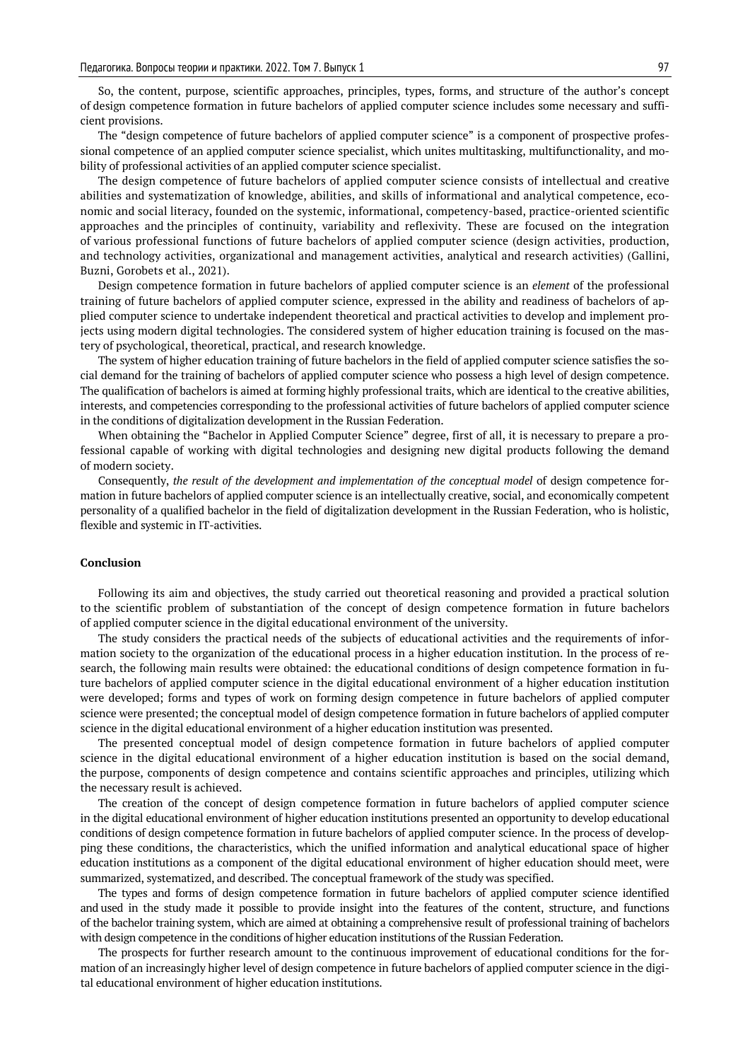So, the content, purpose, scientific approaches, principles, types, forms, and structure of the author's concept of design competence formation in future bachelors of applied computer science includes some necessary and sufficient provisions.

The "design competence of future bachelors of applied computer science" is a component of prospective professional competence of an applied computer science specialist, which unites multitasking, multifunctionality, and mobility of professional activities of an applied computer science specialist.

The design competence of future bachelors of applied computer science consists of intellectual and creative abilities and systematization of knowledge, abilities, and skills of informational and analytical competence, economic and social literacy, founded on the systemic, informational, competency-based, practice-oriented scientific approaches and the principles of continuity, variability and reflexivity. These are focused on the integration of various professional functions of future bachelors of applied computer science (design activities, production, and technology activities, organizational and management activities, analytical and research activities) (Gallini, Buzni, Gorobets et al., 2021).

Design competence formation in future bachelors of applied computer science is an *element* of the professional training of future bachelors of applied computer science, expressed in the ability and readiness of bachelors of applied computer science to undertake independent theoretical and practical activities to develop and implement projects using modern digital technologies. The considered system of higher education training is focused on the mastery of psychological, theoretical, practical, and research knowledge.

The system of higher education training of future bachelors in the field of applied computer science satisfies the social demand for the training of bachelors of applied computer science who possess a high level of design competence. The qualification of bachelors is aimed at forming highly professional traits, which are identical to the creative abilities, interests, and competencies corresponding to the professional activities of future bachelors of applied computer science in the conditions of digitalization development in the Russian Federation.

When obtaining the "Bachelor in Applied Computer Science" degree, first of all, it is necessary to prepare a professional capable of working with digital technologies and designing new digital products following the demand of modern society.

Consequently, *the result of the development and implementation of the conceptual model* of design competence formation in future bachelors of applied computer science is an intellectually creative, social, and economically competent personality of a qualified bachelor in the field of digitalization development in the Russian Federation, who is holistic, flexible and systemic in IT-activities.

## Conclusion

Following its aim and objectives, the study carried out theoretical reasoning and provided a practical solution to the scientific problem of substantiation of the concept of design competence formation in future bachelors of applied computer science in the digital educational environment of the university.

The study considers the practical needs of the subjects of educational activities and the requirements of information society to the organization of the educational process in a higher education institution. In the process of research, the following main results were obtained: the educational conditions of design competence formation in future bachelors of applied computer science in the digital educational environment of a higher education institution were developed; forms and types of work on forming design competence in future bachelors of applied computer science were presented; the conceptual model of design competence formation in future bachelors of applied computer science in the digital educational environment of a higher education institution was presented.

The presented conceptual model of design competence formation in future bachelors of applied computer science in the digital educational environment of a higher education institution is based on the social demand, the purpose, components of design competence and contains scientific approaches and principles, utilizing which the necessary result is achieved.

The creation of the concept of design competence formation in future bachelors of applied computer science in the digital educational environment of higher education institutions presented an opportunity to develop educational conditions of design competence formation in future bachelors of applied computer science. In the process of developing these conditions, the characteristics, which the unified information and analytical educational space of higher education institutions as a component of the digital educational environment of higher education should meet, were summarized, systematized, and described. The conceptual framework of the study was specified.

The types and forms of design competence formation in future bachelors of applied computer science identified and used in the study made it possible to provide insight into the features of the content, structure, and functions of the bachelor training system, which are aimed at obtaining a comprehensive result of professional training of bachelors with design competence in the conditions of higher education institutions of the Russian Federation.

The prospects for further research amount to the continuous improvement of educational conditions for the formation of an increasingly higher level of design competence in future bachelors of applied computer science in the digital educational environment of higher education institutions.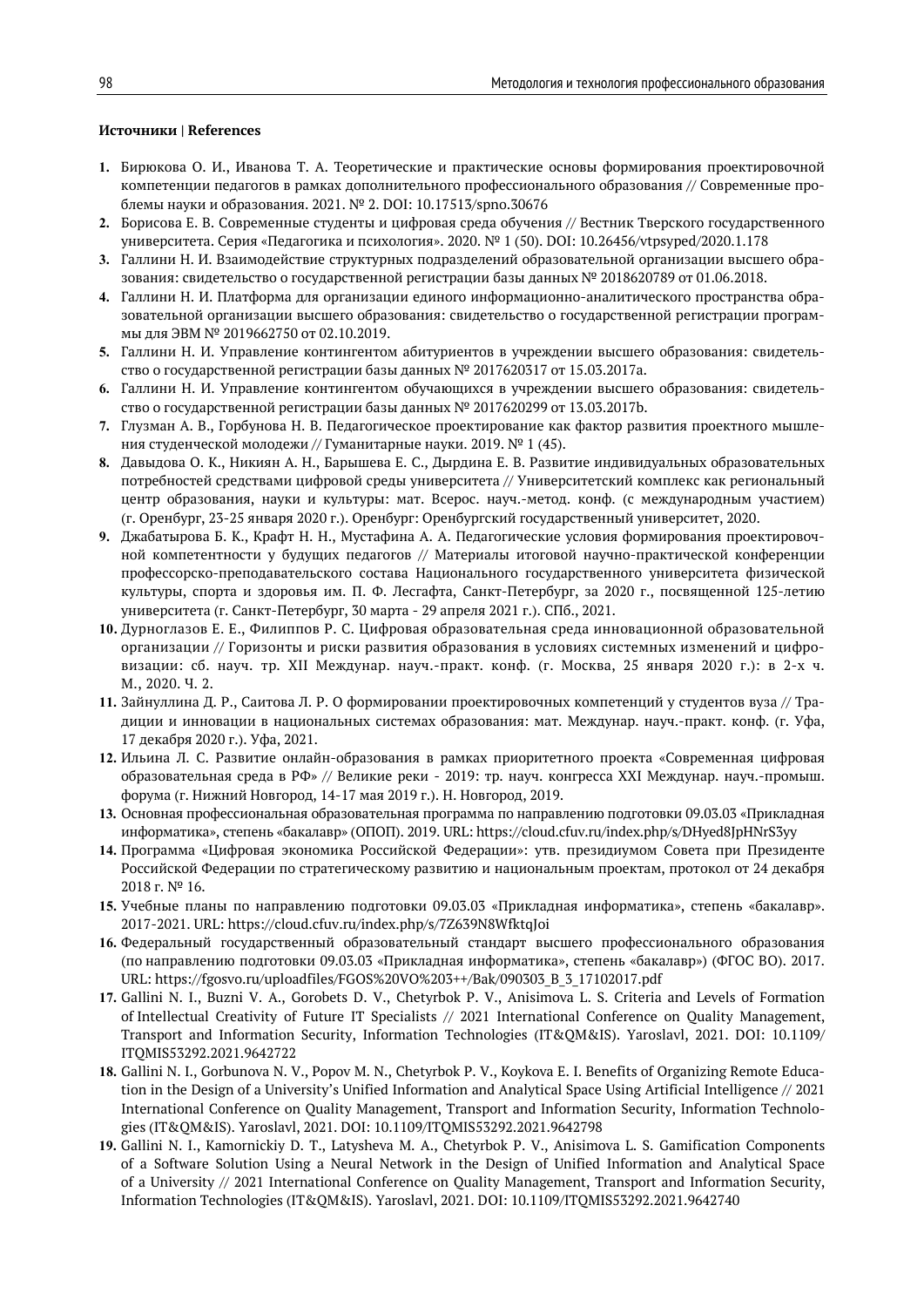**Источники | References**

1. Бирюкова О. И., Иванова Т. А. Теоретические и практические основы формирования проектировочной компетенции педагогов в рамках дополнительного профессионального образования // Современные проблемы науки и образования. 2021. № 2. DOI: 10.17513/spno.30676
2. Борисова Е. В. Современные студенты и цифровая среда обучения // Вестник Тверского государственного университета. Серия «Педагогика и психология». 2020. № 1 (50). DOI: 10.26456/vtpsyped/2020.1.178
3. Галлини Н. И. Взаимодействие структурных подразделений образовательной организации высшего образования: свидетельство о государственной регистрации базы данных № 2018620789 от 01.06.2018.
4. Галлини Н. И. Платформа для организации единого информационно-аналитического пространства образовательной организации высшего образования: свидетельство о государственной регистрации программы для ЭВМ № 2019662750 от 02.10.2019.
5. Галлини Н. И. Управление контингентом абитуриентов в учреждении высшего образования: свидетельство о государственной регистрации базы данных № 2017620317 от 15.03.2017a.
6. Галлини Н. И. Управление контингентом обучающихся в учреждении высшего образования: свидетельство о государственной регистрации базы данных № 2017620299 от 13.03.2017b.
7. Глузман А. В., Горбунова Н. В. Педагогическое проектирование как фактор развития проектного мышления студенческой молодежи // Гуманитарные науки. 2019. № 1 (45).
8. Давыдова О. К., Никиян А. Н., Барышева Е. С., Дырдина Е. В. Развитие индивидуальных образовательных потребностей средствами цифровой среды университета // Университетский комплекс как региональный центр образования, науки и культуры: мат. Всерос. науч.-метод. конф. (с международным участием) (г. Оренбург, 23-25 января 2020 г.). Оренбург: Оренбургский государственный университет, 2020.
9. Джабатырова Б. К., Крафт Н. Н., Мустафина А. А. Педагогические условия формирования проектировочной компетентности у будущих педагогов // Материалы итоговой научно-практической конференции профессорско-преподавательского состава Национального государственного университета физической культуры, спорта и здоровья им. П. Ф. Лесгафта, Санкт-Петербург, за 2020 г., посвященной 125-летию университета (г. Санкт-Петербург, 30 марта - 29 апреля 2021 г.). СПб., 2021.
10. Дурноглазов Е. Е., Филиппов Р. С. Цифровая образовательная среда инновационной образовательной организации // Горизонты и риски развития образования в условиях системных изменений и цифровизации: сб. науч. тр. XII Междунар. науч.-практ. конф. (г. Москва, 25 января 2020 г.): в 2-х ч. М., 2020. Ч. 2.
11. Зайнуллина Д. Р., Саитова Л. Р. О формировании проектировочных компетенций у студентов вуза // Традиции и инновации в национальных системах образования: мат. Междунар. науч.-практ. конф. (г. Уфа, 17 декабря 2020 г.). Уфа, 2021.
12. Ильина Л. С. Развитие онлайн-образования в рамках приоритетного проекта «Современная цифровая образовательная среда в РФ» // Великие реки - 2019: тр. науч. конгресса XXI Междунар. науч.-промыш. форума (г. Нижний Новгород, 14-17 мая 2019 г.). Н. Новгород, 2019.
13. Основная профессиональная образовательная программа по направлению подготовки 09.03.03 «Прикладная информатика», степень «бакалавр» (ОПОП). 2019. URL: https://cloud.cfuv.ru/index.php/s/DHyed8JpHNrS3yy
14. Программа «Цифровая экономика Российской Федерации»: утв. президиумом Совета при Президенте Российской Федерации по стратегическому развитию и национальным проектам, протокол от 24 декабря 2018 г. № 16.
15. Учебные планы по направлению подготовки 09.03.03 «Прикладная информатика», степень «бакалавр». 2017-2021. URL: https://cloud.cfuv.ru/index.php/s/7Z639N8WfktqJoi
16. Федеральный государственный образовательный стандарт высшего профессионального образования (по направлению подготовки 09.03.03 «Прикладная информатика», степень «бакалавр») (ФГОС ВО). 2017. URL: https://fgosvo.ru/uploadfiles/FGOS%20VO%203++/Bak/090303_B_3_17102017.pdf
17. Gallini N. I., Buzni V. A., Gorobets D. V., Chetyrbok P. V., Anisimova L. S. Criteria and Levels of Formation of Intellectual Creativity of Future IT Specialists // 2021 International Conference on Quality Management, Transport and Information Security, Information Technologies (IT&QM&IS). Yaroslavl, 2021. DOI: 10.1109/ITQMIS53292.2021.9642722
18. Gallini N. I., Gorbunova N. V., Popov M. N., Chetyrbok P. V., Koykova E. I. Benefits of Organizing Remote Education in the Design of a University's Unified Information and Analytical Space Using Artificial Intelligence // 2021 International Conference on Quality Management, Transport and Information Security, Information Technologies (IT&QM&IS). Yaroslavl, 2021. DOI: 10.1109/ITQMIS53292.2021.9642798
19. Gallini N. I., Kamornickiy D. T., Latysheva M. A., Chetyrbok P. V., Anisimova L. S. Gamification Components of a Software Solution Using a Neural Network in the Design of Unified Information and Analytical Space of a University // 2021 International Conference on Quality Management, Transport and Information Security, Information Technologies (IT&QM&IS). Yaroslavl, 2021. DOI: 10.1109/ITQMIS53292.2021.9642740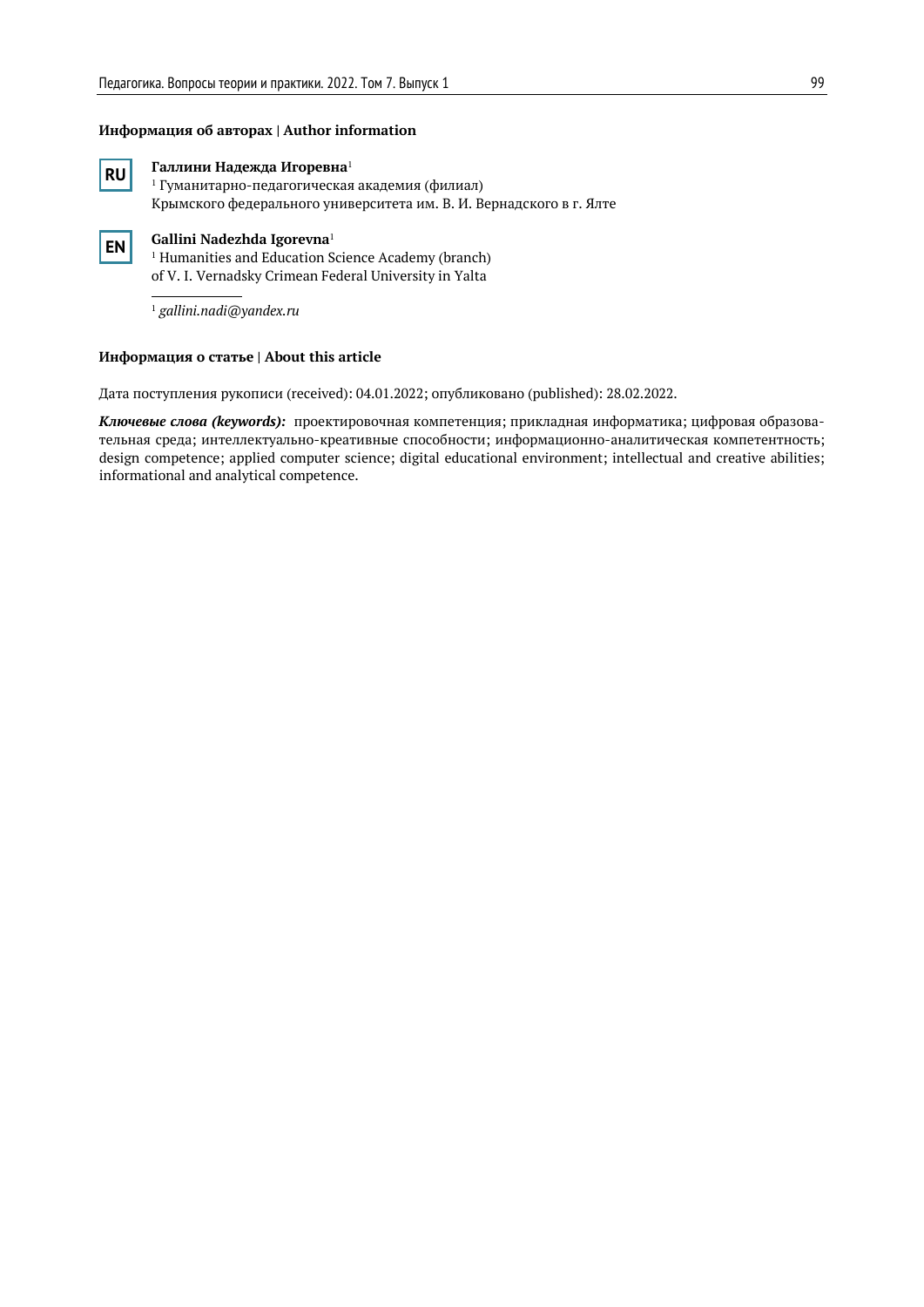**Информация об авторах | Author information**

**RU**

**Галлини Надежда Игоревна**[1]

[1] Гуманитарно-педагогическая академия (филиал) Крымского федерального университета им. В. И. Вернадского в г. Ялте

**EN**

**Gallini Nadezhda Igorevna**[1]

[1] Humanities and Education Science Academy (branch) of V. I. Vernadsky Crimean Federal University in Yalta

[1] *gallini.nadi@yandex.ru*

**Информация о статье | About this article**

Дата поступления рукописи (received): 04.01.2022; опубликовано (published): 28.02.2022.

***Ключевые слова (keywords):*** проектировочная компетенция; прикладная информатика; цифровая образовательная среда; интеллектуально-креативные способности; информационно-аналитическая компетентность; design competence; applied computer science; digital educational environment; intellectual and creative abilities; informational and analytical competence.